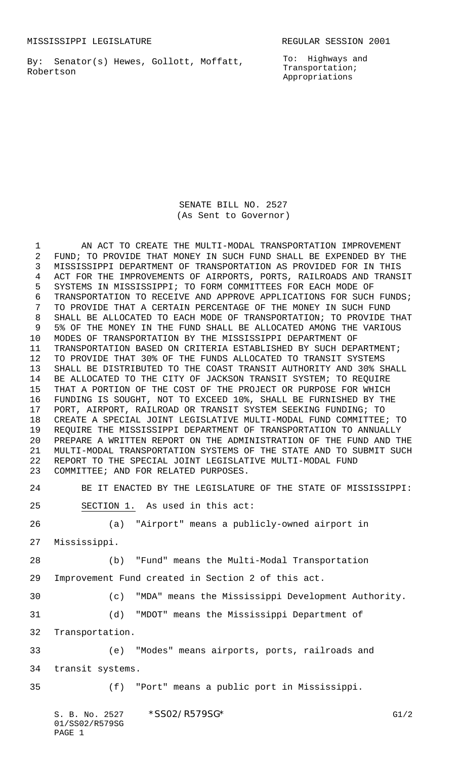MISSISSIPPI LEGISLATURE REGULAR SESSION 2001

By: Senator(s) Hewes, Gollott, Moffatt, Robertson

To: Highways and Transportation; Appropriations

# SENATE BILL NO. 2527
(As Sent to Governor)

AN ACT TO CREATE THE MULTI-MODAL TRANSPORTATION IMPROVEMENT FUND; TO PROVIDE THAT MONEY IN SUCH FUND SHALL BE EXPENDED BY THE MISSISSIPPI DEPARTMENT OF TRANSPORTATION AS PROVIDED FOR IN THIS ACT FOR THE IMPROVEMENTS OF AIRPORTS, PORTS, RAILROADS AND TRANSIT SYSTEMS IN MISSISSIPPI; TO FORM COMMITTEES FOR EACH MODE OF TRANSPORTATION TO RECEIVE AND APPROVE APPLICATIONS FOR SUCH FUNDS; TO PROVIDE THAT A CERTAIN PERCENTAGE OF THE MONEY IN SUCH FUND SHALL BE ALLOCATED TO EACH MODE OF TRANSPORTATION; TO PROVIDE THAT 5% OF THE MONEY IN THE FUND SHALL BE ALLOCATED AMONG THE VARIOUS MODES OF TRANSPORTATION BY THE MISSISSIPPI DEPARTMENT OF TRANSPORTATION BASED ON CRITERIA ESTABLISHED BY SUCH DEPARTMENT; TO PROVIDE THAT 30% OF THE FUNDS ALLOCATED TO TRANSIT SYSTEMS SHALL BE DISTRIBUTED TO THE COAST TRANSIT AUTHORITY AND 30% SHALL BE ALLOCATED TO THE CITY OF JACKSON TRANSIT SYSTEM; TO REQUIRE THAT A PORTION OF THE COST OF THE PROJECT OR PURPOSE FOR WHICH FUNDING IS SOUGHT, NOT TO EXCEED 10%, SHALL BE FURNISHED BY THE PORT, AIRPORT, RAILROAD OR TRANSIT SYSTEM SEEKING FUNDING; TO CREATE A SPECIAL JOINT LEGISLATIVE MULTI-MODAL FUND COMMITTEE; TO REQUIRE THE MISSISSIPPI DEPARTMENT OF TRANSPORTATION TO ANNUALLY PREPARE A WRITTEN REPORT ON THE ADMINISTRATION OF THE FUND AND THE MULTI-MODAL TRANSPORTATION SYSTEMS OF THE STATE AND TO SUBMIT SUCH REPORT TO THE SPECIAL JOINT LEGISLATIVE MULTI-MODAL FUND COMMITTEE; AND FOR RELATED PURPOSES.

BE IT ENACTED BY THE LEGISLATURE OF THE STATE OF MISSISSIPPI:

SECTION 1. As used in this act:

(a) "Airport" means a publicly-owned airport in Mississippi.

(b) "Fund" means the Multi-Modal Transportation Improvement Fund created in Section 2 of this act.

(c) "MDA" means the Mississippi Development Authority.

(d) "MDOT" means the Mississippi Department of Transportation.

(e) "Modes" means airports, ports, railroads and transit systems.

(f) "Port" means a public port in Mississippi.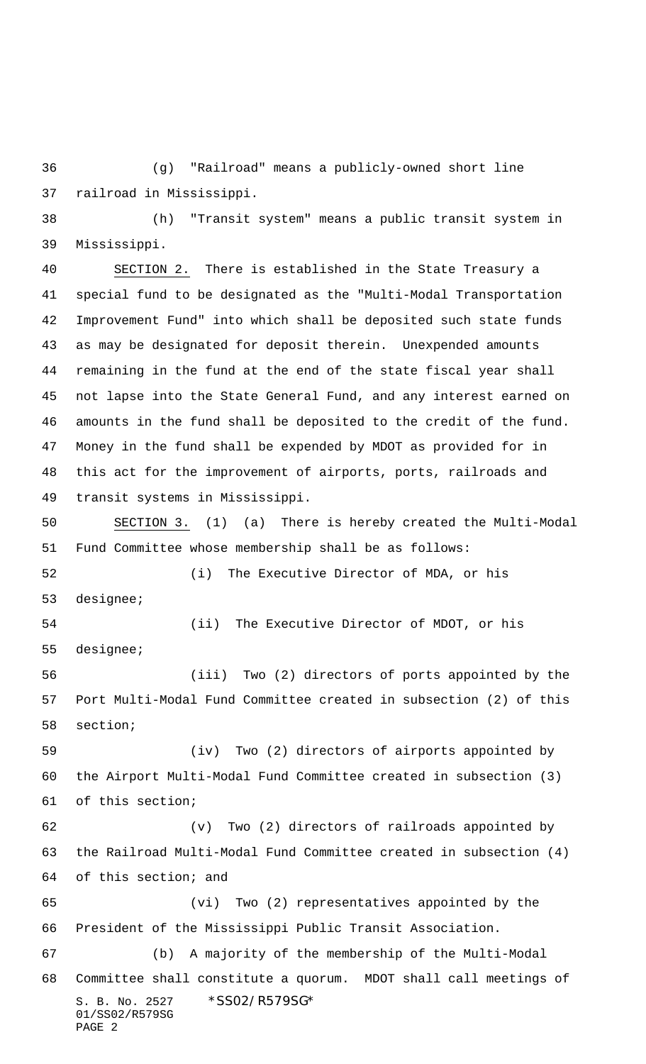(g) "Railroad" means a publicly-owned short line railroad in Mississippi.

(h) "Transit system" means a public transit system in Mississippi.

SECTION 2. There is established in the State Treasury a special fund to be designated as the "Multi-Modal Transportation Improvement Fund" into which shall be deposited such state funds as may be designated for deposit therein. Unexpended amounts remaining in the fund at the end of the state fiscal year shall not lapse into the State General Fund, and any interest earned on amounts in the fund shall be deposited to the credit of the fund. Money in the fund shall be expended by MDOT as provided for in this act for the improvement of airports, ports, railroads and transit systems in Mississippi.

SECTION 3. (1) (a) There is hereby created the Multi-Modal Fund Committee whose membership shall be as follows:

(i) The Executive Director of MDA, or his designee;

(ii) The Executive Director of MDOT, or his designee;

(iii) Two (2) directors of ports appointed by the Port Multi-Modal Fund Committee created in subsection (2) of this section;

(iv) Two (2) directors of airports appointed by the Airport Multi-Modal Fund Committee created in subsection (3) of this section;

(v) Two (2) directors of railroads appointed by the Railroad Multi-Modal Fund Committee created in subsection (4) of this section; and

(vi) Two (2) representatives appointed by the President of the Mississippi Public Transit Association.

(b) A majority of the membership of the Multi-Modal Committee shall constitute a quorum. MDOT shall call meetings of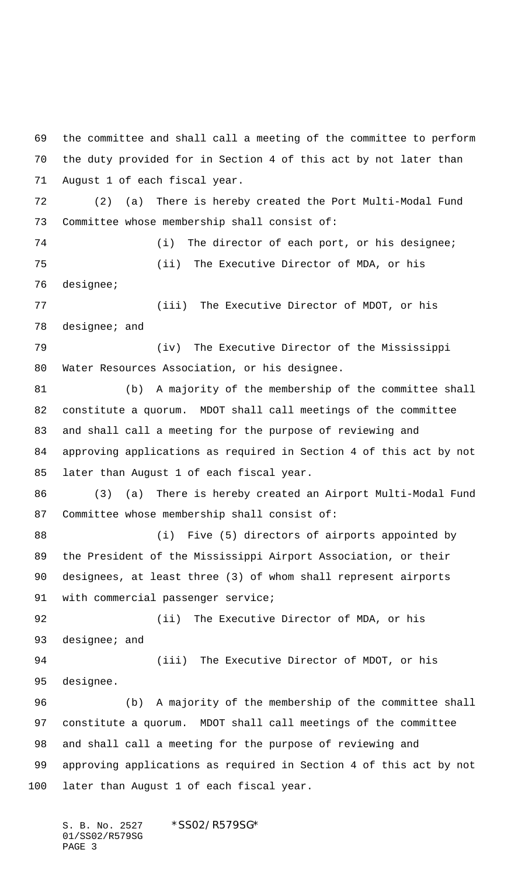the committee and shall call a meeting of the committee to perform the duty provided for in Section 4 of this act by not later than August 1 of each fiscal year.

(2) (a) There is hereby created the Port Multi-Modal Fund Committee whose membership shall consist of:

(i) The director of each port, or his designee;

(ii) The Executive Director of MDA, or his designee;

(iii) The Executive Director of MDOT, or his designee; and

(iv) The Executive Director of the Mississippi Water Resources Association, or his designee.

(b) A majority of the membership of the committee shall constitute a quorum. MDOT shall call meetings of the committee and shall call a meeting for the purpose of reviewing and approving applications as required in Section 4 of this act by not later than August 1 of each fiscal year.

(3) (a) There is hereby created an Airport Multi-Modal Fund Committee whose membership shall consist of:

(i) Five (5) directors of airports appointed by the President of the Mississippi Airport Association, or their designees, at least three (3) of whom shall represent airports with commercial passenger service;

(ii) The Executive Director of MDA, or his designee; and

(iii) The Executive Director of MDOT, or his designee.

(b) A majority of the membership of the committee shall constitute a quorum. MDOT shall call meetings of the committee and shall call a meeting for the purpose of reviewing and approving applications as required in Section 4 of this act by not later than August 1 of each fiscal year.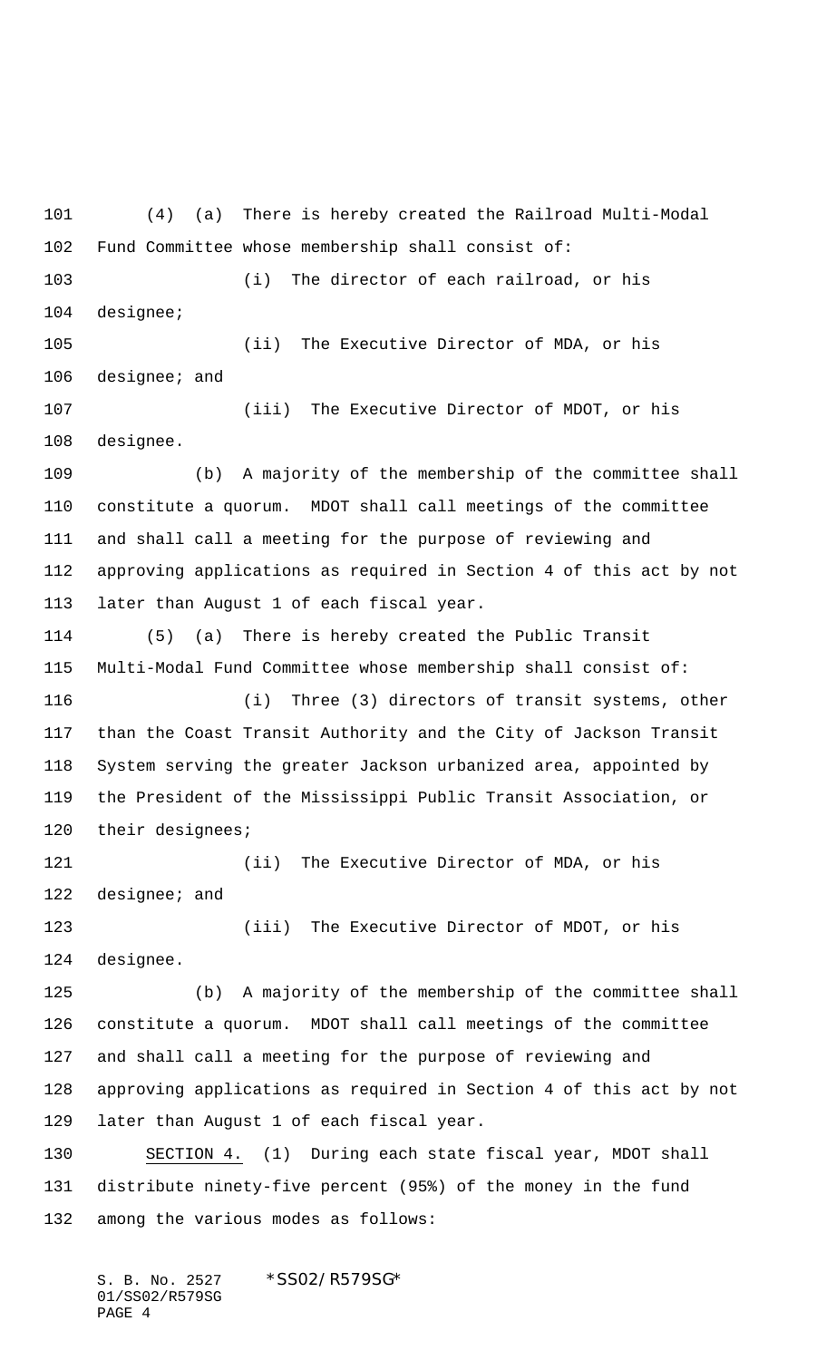(4) (a) There is hereby created the Railroad Multi-Modal Fund Committee whose membership shall consist of:

(i) The director of each railroad, or his designee;

(ii) The Executive Director of MDA, or his designee; and

(iii) The Executive Director of MDOT, or his designee.

(b) A majority of the membership of the committee shall constitute a quorum. MDOT shall call meetings of the committee and shall call a meeting for the purpose of reviewing and approving applications as required in Section 4 of this act by not later than August 1 of each fiscal year.

(5) (a) There is hereby created the Public Transit Multi-Modal Fund Committee whose membership shall consist of:

(i) Three (3) directors of transit systems, other than the Coast Transit Authority and the City of Jackson Transit System serving the greater Jackson urbanized area, appointed by the President of the Mississippi Public Transit Association, or their designees;

(ii) The Executive Director of MDA, or his designee; and

(iii) The Executive Director of MDOT, or his designee.

(b) A majority of the membership of the committee shall constitute a quorum. MDOT shall call meetings of the committee and shall call a meeting for the purpose of reviewing and approving applications as required in Section 4 of this act by not later than August 1 of each fiscal year.

SECTION 4. (1) During each state fiscal year, MDOT shall distribute ninety-five percent (95%) of the money in the fund among the various modes as follows: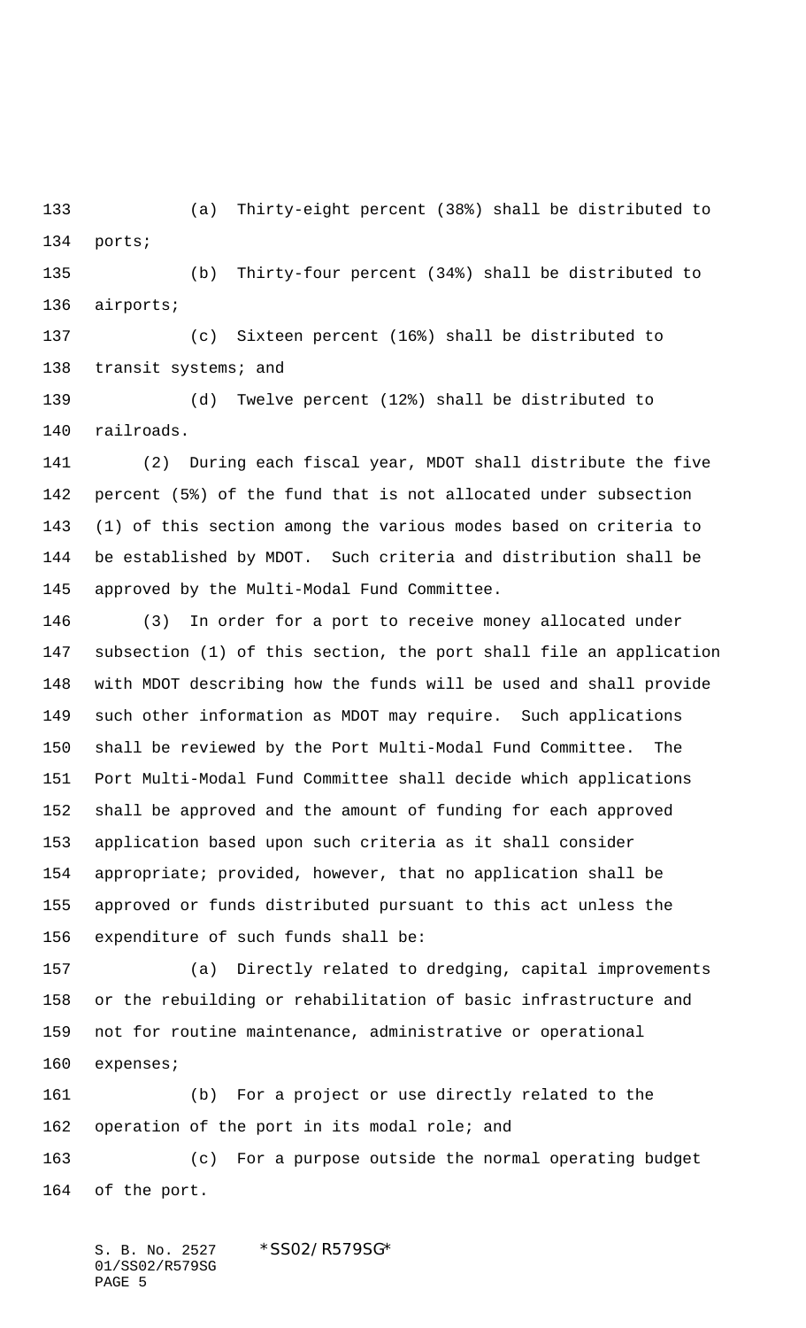(a) Thirty-eight percent (38%) shall be distributed to ports;

(b) Thirty-four percent (34%) shall be distributed to airports;

(c) Sixteen percent (16%) shall be distributed to transit systems; and

(d) Twelve percent (12%) shall be distributed to railroads.

(2) During each fiscal year, MDOT shall distribute the five percent (5%) of the fund that is not allocated under subsection (1) of this section among the various modes based on criteria to be established by MDOT. Such criteria and distribution shall be approved by the Multi-Modal Fund Committee.

(3) In order for a port to receive money allocated under subsection (1) of this section, the port shall file an application with MDOT describing how the funds will be used and shall provide such other information as MDOT may require. Such applications shall be reviewed by the Port Multi-Modal Fund Committee. The Port Multi-Modal Fund Committee shall decide which applications shall be approved and the amount of funding for each approved application based upon such criteria as it shall consider appropriate; provided, however, that no application shall be approved or funds distributed pursuant to this act unless the expenditure of such funds shall be:

(a) Directly related to dredging, capital improvements or the rebuilding or rehabilitation of basic infrastructure and not for routine maintenance, administrative or operational expenses;

(b) For a project or use directly related to the operation of the port in its modal role; and

(c) For a purpose outside the normal operating budget of the port.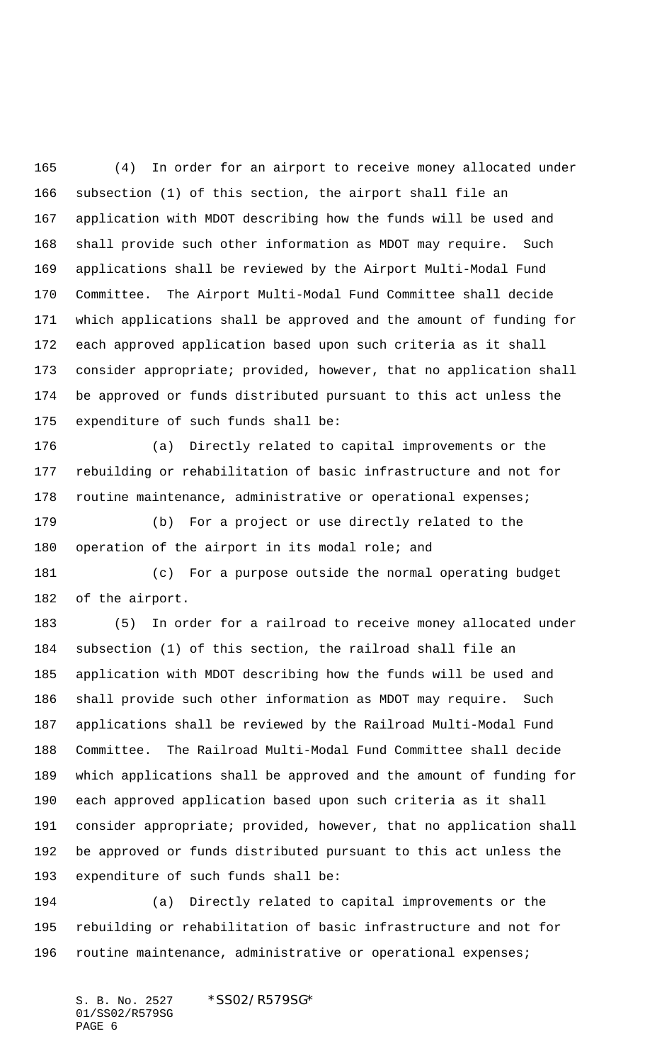(4) In order for an airport to receive money allocated under subsection (1) of this section, the airport shall file an application with MDOT describing how the funds will be used and shall provide such other information as MDOT may require. Such applications shall be reviewed by the Airport Multi-Modal Fund Committee. The Airport Multi-Modal Fund Committee shall decide which applications shall be approved and the amount of funding for each approved application based upon such criteria as it shall consider appropriate; provided, however, that no application shall be approved or funds distributed pursuant to this act unless the expenditure of such funds shall be:

(a) Directly related to capital improvements or the rebuilding or rehabilitation of basic infrastructure and not for routine maintenance, administrative or operational expenses;

(b) For a project or use directly related to the operation of the airport in its modal role; and

(c) For a purpose outside the normal operating budget of the airport.

(5) In order for a railroad to receive money allocated under subsection (1) of this section, the railroad shall file an application with MDOT describing how the funds will be used and shall provide such other information as MDOT may require. Such applications shall be reviewed by the Railroad Multi-Modal Fund Committee. The Railroad Multi-Modal Fund Committee shall decide which applications shall be approved and the amount of funding for each approved application based upon such criteria as it shall consider appropriate; provided, however, that no application shall be approved or funds distributed pursuant to this act unless the expenditure of such funds shall be:

(a) Directly related to capital improvements or the rebuilding or rehabilitation of basic infrastructure and not for routine maintenance, administrative or operational expenses;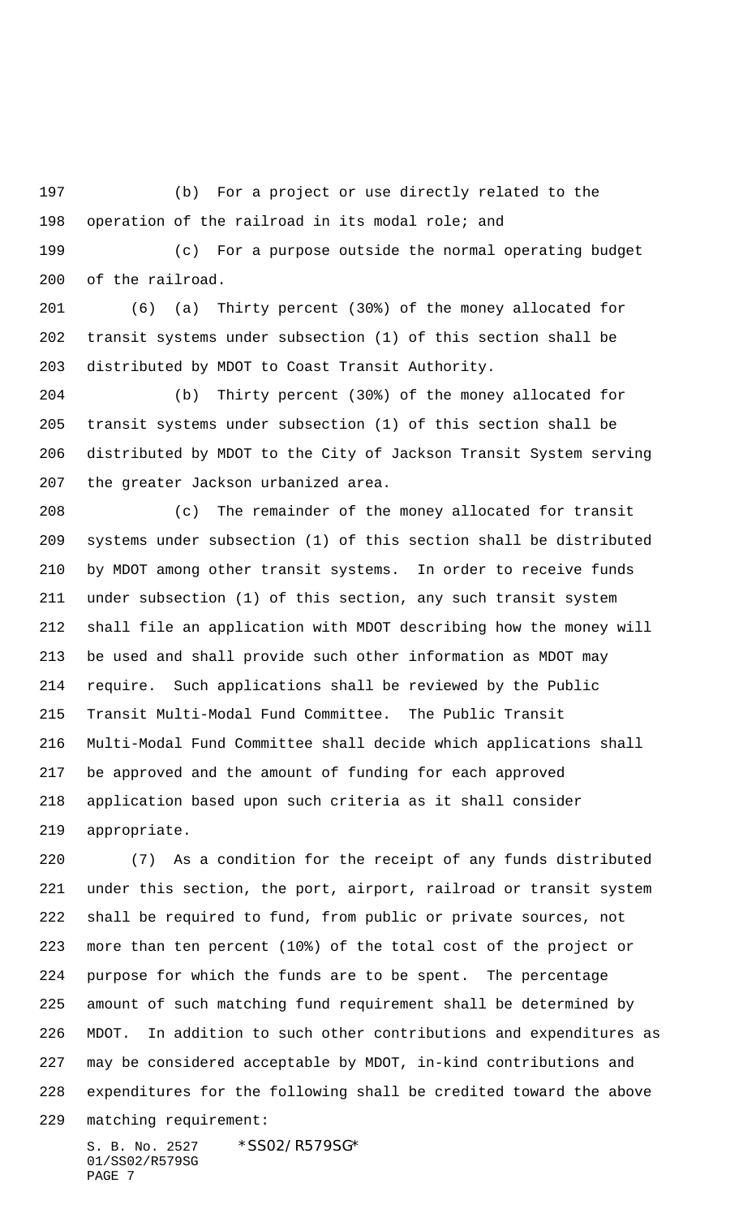(b) For a project or use directly related to the operation of the railroad in its modal role; and

(c) For a purpose outside the normal operating budget of the railroad.

(6) (a) Thirty percent (30%) of the money allocated for transit systems under subsection (1) of this section shall be distributed by MDOT to Coast Transit Authority.

(b) Thirty percent (30%) of the money allocated for transit systems under subsection (1) of this section shall be distributed by MDOT to the City of Jackson Transit System serving the greater Jackson urbanized area.

(c) The remainder of the money allocated for transit systems under subsection (1) of this section shall be distributed by MDOT among other transit systems. In order to receive funds under subsection (1) of this section, any such transit system shall file an application with MDOT describing how the money will be used and shall provide such other information as MDOT may require. Such applications shall be reviewed by the Public Transit Multi-Modal Fund Committee. The Public Transit Multi-Modal Fund Committee shall decide which applications shall be approved and the amount of funding for each approved application based upon such criteria as it shall consider appropriate.

(7) As a condition for the receipt of any funds distributed under this section, the port, airport, railroad or transit system shall be required to fund, from public or private sources, not more than ten percent (10%) of the total cost of the project or purpose for which the funds are to be spent. The percentage amount of such matching fund requirement shall be determined by MDOT. In addition to such other contributions and expenditures as may be considered acceptable by MDOT, in-kind contributions and expenditures for the following shall be credited toward the above matching requirement: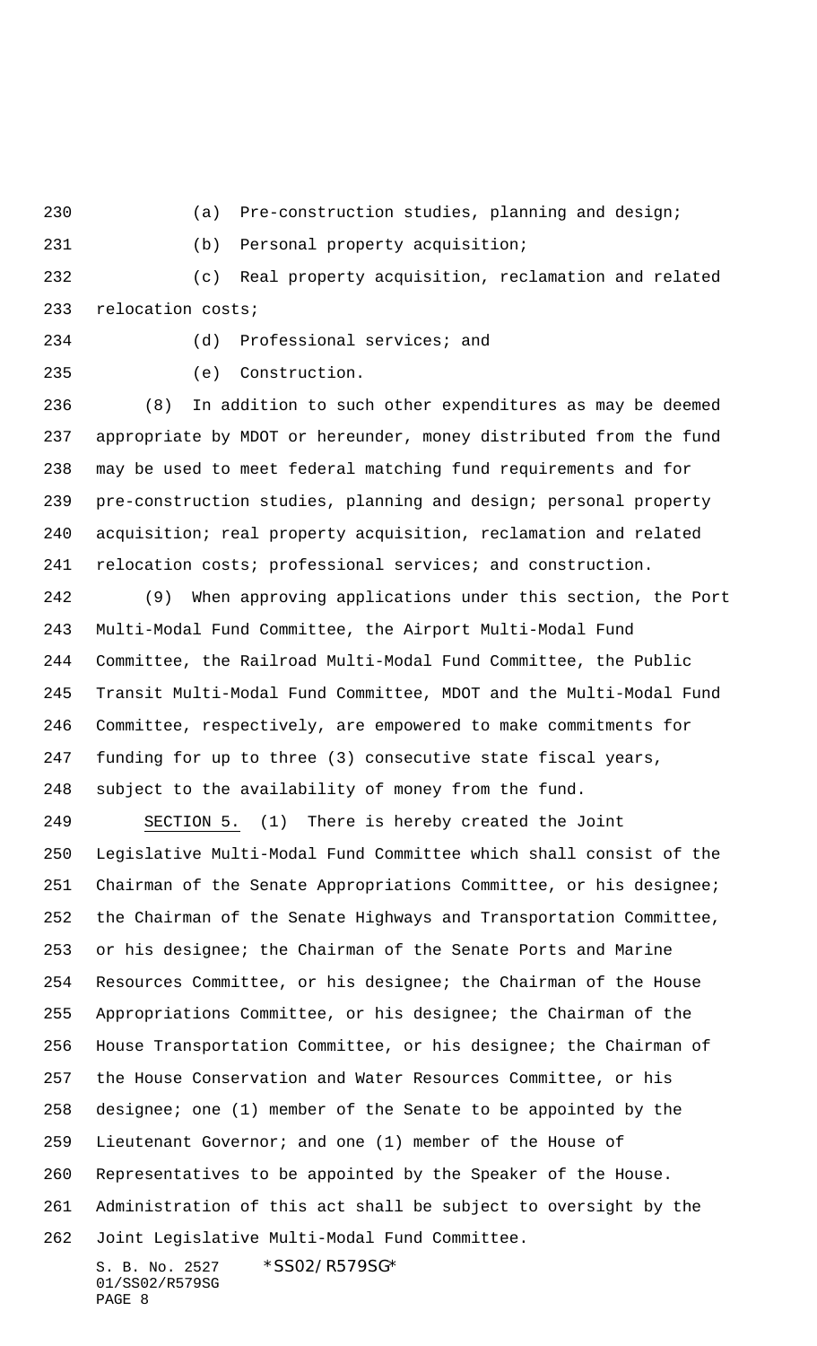(a) Pre-construction studies, planning and design;

(b) Personal property acquisition;

(c) Real property acquisition, reclamation and related relocation costs;

(d) Professional services; and

(e) Construction.

(8) In addition to such other expenditures as may be deemed appropriate by MDOT or hereunder, money distributed from the fund may be used to meet federal matching fund requirements and for pre-construction studies, planning and design; personal property acquisition; real property acquisition, reclamation and related relocation costs; professional services; and construction.

(9) When approving applications under this section, the Port Multi-Modal Fund Committee, the Airport Multi-Modal Fund Committee, the Railroad Multi-Modal Fund Committee, the Public Transit Multi-Modal Fund Committee, MDOT and the Multi-Modal Fund Committee, respectively, are empowered to make commitments for funding for up to three (3) consecutive state fiscal years, subject to the availability of money from the fund.

SECTION 5. (1) There is hereby created the Joint Legislative Multi-Modal Fund Committee which shall consist of the Chairman of the Senate Appropriations Committee, or his designee; the Chairman of the Senate Highways and Transportation Committee, or his designee; the Chairman of the Senate Ports and Marine Resources Committee, or his designee; the Chairman of the House Appropriations Committee, or his designee; the Chairman of the House Transportation Committee, or his designee; the Chairman of the House Conservation and Water Resources Committee, or his designee; one (1) member of the Senate to be appointed by the Lieutenant Governor; and one (1) member of the House of Representatives to be appointed by the Speaker of the House. Administration of this act shall be subject to oversight by the Joint Legislative Multi-Modal Fund Committee.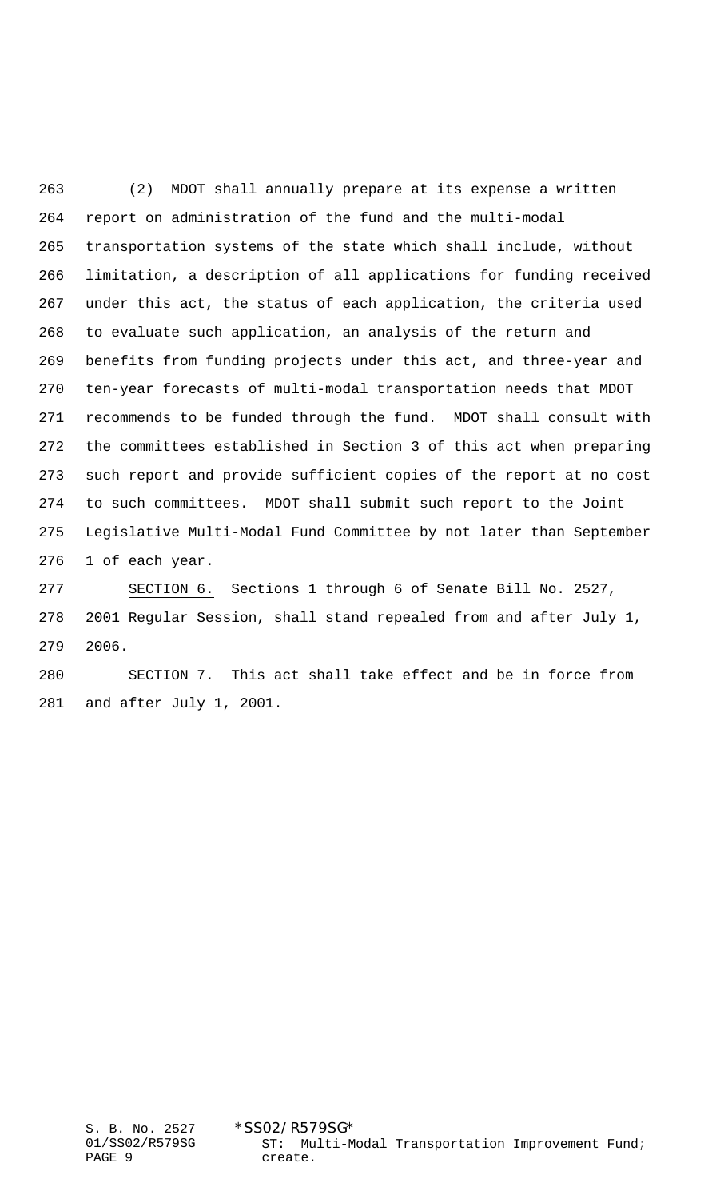(2) MDOT shall annually prepare at its expense a written report on administration of the fund and the multi-modal transportation systems of the state which shall include, without limitation, a description of all applications for funding received under this act, the status of each application, the criteria used to evaluate such application, an analysis of the return and benefits from funding projects under this act, and three-year and ten-year forecasts of multi-modal transportation needs that MDOT recommends to be funded through the fund. MDOT shall consult with the committees established in Section 3 of this act when preparing such report and provide sufficient copies of the report at no cost to such committees. MDOT shall submit such report to the Joint Legislative Multi-Modal Fund Committee by not later than September 1 of each year.

SECTION 6. Sections 1 through 6 of Senate Bill No. 2527, 2001 Regular Session, shall stand repealed from and after July 1, 2006.

SECTION 7. This act shall take effect and be in force from and after July 1, 2001.